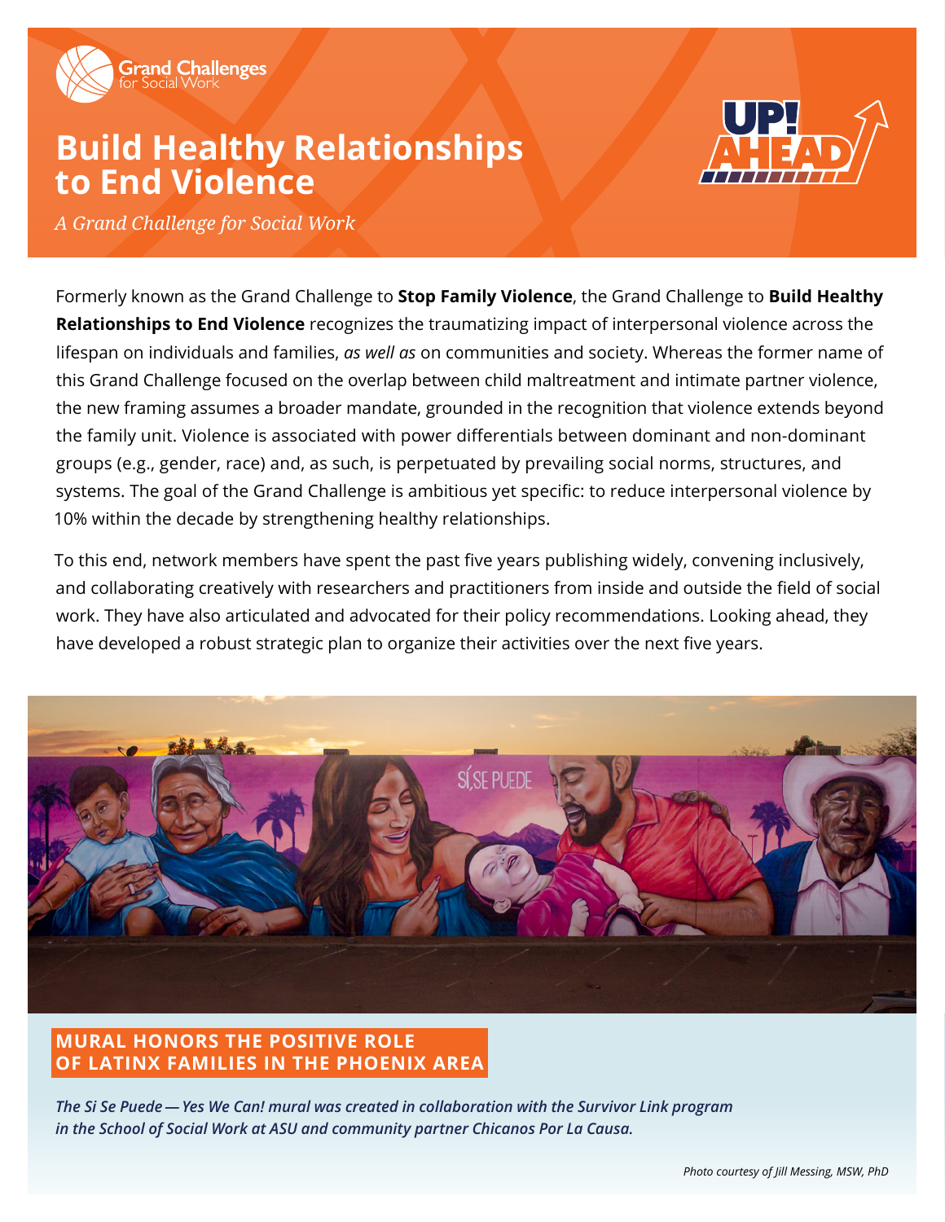Grand Challenges for Social Work

# Build Healthy Relationships to End Violence

*A Grand Challenge for Social Work*

UP! AHEAD

Formerly known as the Grand Challenge to **Stop Family Violence**, the Grand Challenge to **Build Healthy Relationships to End Violence** recognizes the traumatizing impact of interpersonal violence across the lifespan on individuals and families, *as well as* on communities and society. Whereas the former name of this Grand Challenge focused on the overlap between child maltreatment and intimate partner violence, the new framing assumes a broader mandate, grounded in the recognition that violence extends beyond the family unit. Violence is associated with power differentials between dominant and non-dominant groups (e.g., gender, race) and, as such, is perpetuated by prevailing social norms, structures, and systems. The goal of the Grand Challenge is ambitious yet specific: to reduce interpersonal violence by 10% within the decade by strengthening healthy relationships.

To this end, network members have spent the past five years publishing widely, convening inclusively, and collaborating creatively with researchers and practitioners from inside and outside the field of social work. They have also articulated and advocated for their policy recommendations. Looking ahead, they have developed a robust strategic plan to organize their activities over the next five years.

## MURAL HONORS THE POSITIVE ROLE OF LATINX FAMILIES IN THE PHOENIX AREA

***The Si Se Puede — Yes We Can! mural was created in collaboration with the Survivor Link program in the School of Social Work at ASU and community partner Chicanos Por La Causa.***

*Photo courtesy of Jill Messing, MSW, PhD*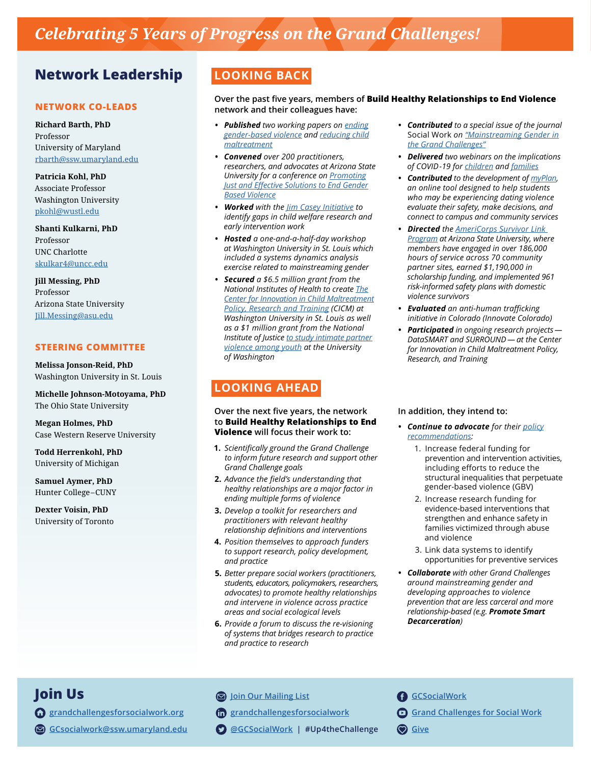# Celebrating 5 Years of Progress on the Grand Challenges!

## Network Leadership

### NETWORK CO-LEADS

**Richard Barth, PhD**
Professor
University of Maryland
rbarth@ssw.umaryland.edu

**Patricia Kohl, PhD**
Associate Professor
Washington University
pkohl@wustl.edu

**Shanti Kulkarni, PhD**
Professor
UNC Charlotte
skulkar4@uncc.edu

**Jill Messing, PhD**
Professor
Arizona State University
Jill.Messing@asu.edu

### STEERING COMMITTEE

**Melissa Jonson-Reid, PhD**
Washington University in St. Louis

**Michelle Johnson-Motoyama, PhD**
The Ohio State University

**Megan Holmes, PhD**
Case Western Reserve University

**Todd Herrenkohl, PhD**
University of Michigan

**Samuel Aymer, PhD**
Hunter College–CUNY

**Dexter Voisin, PhD**
University of Toronto

## LOOKING BACK

Over the past five years, members of **Build Healthy Relationships to End Violence** network and their colleagues have:

- ***Published*** *two working papers on* ending gender-based violence *and* reducing child maltreatment
- ***Convened*** *over 200 practitioners, researchers, and advocates at Arizona State University for a conference on* Promoting Just and Effective Solutions to End Gender Based Violence
- ***Worked*** *with the* Jim Casey Initiative *to identify gaps in child welfare research and early intervention work*
- ***Hosted*** *a one-and-a-half-day workshop at Washington University in St. Louis which included a systems dynamics analysis exercise related to mainstreaming gender*
- ***Secured*** *a $6.5 million grant from the National Institutes of Health to create* The Center for Innovation in Child Maltreatment Policy, Research and Training *(CICM) at Washington University in St. Louis as well as a $1 million grant from the National Institute of Justice* to study intimate partner violence among youth *at the University of Washington*
- ***Contributed*** *to a special issue of the journal* Social Work *on* "Mainstreaming Gender in the Grand Challenges"
- ***Delivered*** *two webinars on the implications of COVID-19 for* children *and* families
- ***Contributed*** *to the development of* myPlan*, an online tool designed to help students who may be experiencing dating violence evaluate their safety, make decisions, and connect to campus and community services*
- ***Directed*** *the* AmeriCorps Survivor Link Program *at Arizona State University, where members have engaged in over 186,000 hours of service across 70 community partner sites, earned $1,190,000 in scholarship funding, and implemented 961 risk-informed safety plans with domestic violence survivors*
- ***Evaluated*** *an anti-human trafficking initiative in Colorado (Innovate Colorado)*
- ***Participated*** *in ongoing research projects—DataSMART and SURROUND—at the Center for Innovation in Child Maltreatment Policy, Research, and Training*

## LOOKING AHEAD

Over the next five years, the network to **Build Healthy Relationships to End Violence** will focus their work to:

1. *Scientifically ground the Grand Challenge to inform future research and support other Grand Challenge goals*
2. *Advance the field's understanding that healthy relationships are a major factor in ending multiple forms of violence*
3. *Develop a toolkit for researchers and practitioners with relevant healthy relationship definitions and interventions*
4. *Position themselves to approach funders to support research, policy development, and practice*
5. *Better prepare social workers (practitioners, students, educators, policymakers, researchers, advocates) to promote healthy relationships and intervene in violence across practice areas and social ecological levels*
6. *Provide a forum to discuss the re-visioning of systems that bridges research to practice and practice to research*

In addition, they intend to:

- ***Continue to advocate*** *for their* policy recommendations*:*
  1. Increase federal funding for prevention and intervention activities, including efforts to reduce the structural inequalities that perpetuate gender-based violence (GBV)
  2. Increase research funding for evidence-based interventions that strengthen and enhance safety in families victimized through abuse and violence
  3. Link data systems to identify opportunities for preventive services
- ***Collaborate*** *with other Grand Challenges around mainstreaming gender and developing approaches to violence prevention that are less carceral and more relationship-based (e.g.* ***Promote Smart Decarceration****)*

## Join Us

grandchallengesforsocialwork.org
GCsocialwork@ssw.umaryland.edu
Join Our Mailing List
grandchallengesforsocialwork
@GCSocialWork | #Up4theChallenge
GCSocialWork
Grand Challenges for Social Work
Give